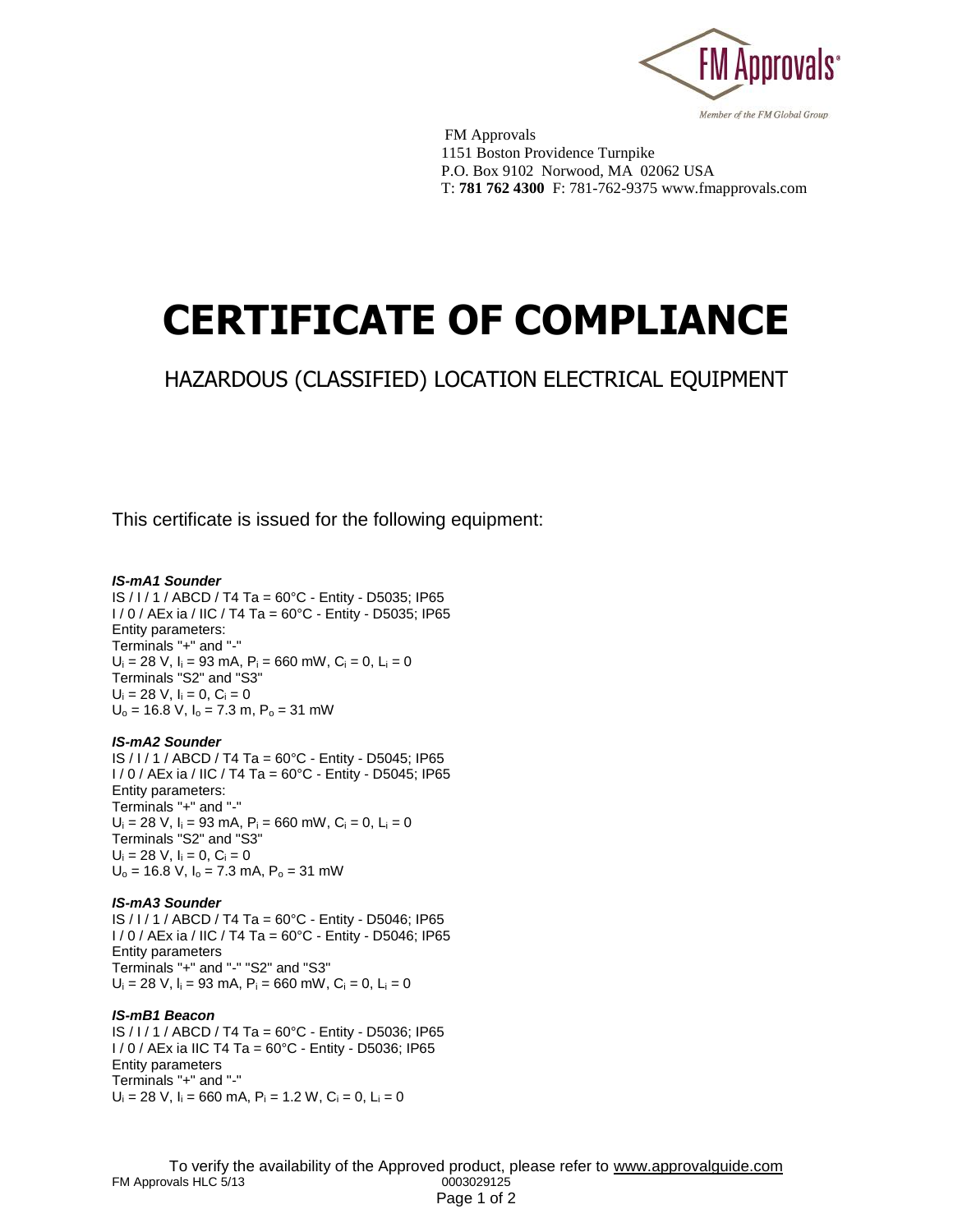FM Approvals
1151 Boston Providence Turnpike
P.O. Box 9102 Norwood, MA 02062 USA
T: **781 762 4300** F: 781-762-9375 www.fmapprovals.com

# CERTIFICATE OF COMPLIANCE

## HAZARDOUS (CLASSIFIED) LOCATION ELECTRICAL EQUIPMENT

This certificate is issued for the following equipment:

***IS-mA1 Sounder***
IS / I / 1 / ABCD / T4 Ta = 60°C - Entity - D5035; IP65
I / 0 / AEx ia / IIC / T4 Ta = 60°C - Entity - D5035; IP65
Entity parameters:
Terminals "+" and "-"
$U_i$ = 28 V, $I_i$ = 93 mA, $P_i$ = 660 mW, $C_i$ = 0, $L_i$ = 0
Terminals "S2" and "S3"
$U_i$ = 28 V, $I_i$ = 0, $C_i$ = 0
$U_o$ = 16.8 V, $I_o$ = 7.3 m, $P_o$ = 31 mW

***IS-mA2 Sounder***
IS / I / 1 / ABCD / T4 Ta = 60°C - Entity - D5045; IP65
I / 0 / AEx ia / IIC / T4 Ta = 60°C - Entity - D5045; IP65
Entity parameters:
Terminals "+" and "-"
$U_i$ = 28 V, $I_i$ = 93 mA, $P_i$ = 660 mW, $C_i$ = 0, $L_i$ = 0
Terminals "S2" and "S3"
$U_i$ = 28 V, $I_i$ = 0, $C_i$ = 0
$U_o$ = 16.8 V, $I_o$ = 7.3 mA, $P_o$ = 31 mW

***IS-mA3 Sounder***
IS / I / 1 / ABCD / T4 Ta = 60°C - Entity - D5046; IP65
I / 0 / AEx ia / IIC / T4 Ta = 60°C - Entity - D5046; IP65
Entity parameters
Terminals "+" and "-" "S2" and "S3"
$U_i$ = 28 V, $I_i$ = 93 mA, $P_i$ = 660 mW, $C_i$ = 0, $L_i$ = 0

***IS-mB1 Beacon***
IS / I / 1 / ABCD / T4 Ta = 60°C - Entity - D5036; IP65
I / 0 / AEx ia IIC T4 Ta = 60°C - Entity - D5036; IP65
Entity parameters
Terminals "+" and "-"
$U_i$ = 28 V, $I_i$ = 660 mA, $P_i$ = 1.2 W, $C_i$ = 0, $L_i$ = 0

To verify the availability of the Approved product, please refer to www.approvalguide.com
FM Approvals HLC 5/13 0003029125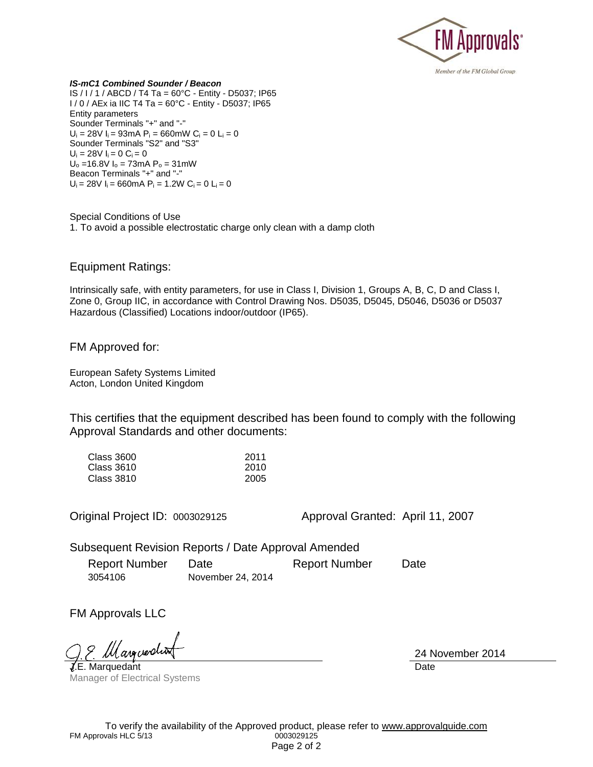***IS-mC1 Combined Sounder / Beacon***

IS / I / 1 / ABCD / T4 Ta = 60°C - Entity - D5037; IP65
I / 0 / AEx ia IIC T4 Ta = 60°C - Entity - D5037; IP65
Entity parameters
Sounder Terminals "+" and "-"
$U_i$ = 28V $I_i$ = 93mA $P_i$ = 660mW $C_i$ = 0 $L_i$ = 0
Sounder Terminals "S2" and "S3"
$U_i$ = 28V $I_i$ = 0 $C_i$ = 0
$U_o$ =16.8V $I_o$ = 73mA $P_o$ = 31mW
Beacon Terminals "+" and "-"
$U_i$ = 28V $I_i$ = 660mA $P_i$ = 1.2W $C_i$ = 0 $L_i$ = 0

Special Conditions of Use
1. To avoid a possible electrostatic charge only clean with a damp cloth

## Equipment Ratings:

Intrinsically safe, with entity parameters, for use in Class I, Division 1, Groups A, B, C, D and Class I, Zone 0, Group IIC, in accordance with Control Drawing Nos. D5035, D5045, D5046, D5036 or D5037 Hazardous (Classified) Locations indoor/outdoor (IP65).

## FM Approved for:

European Safety Systems Limited
Acton, London United Kingdom

This certifies that the equipment described has been found to comply with the following Approval Standards and other documents:

| | |
|---|---|
| Class 3600 | 2011 |
| Class 3610 | 2010 |
| Class 3810 | 2005 |

Original Project ID: 0003029125 Approval Granted: April 11, 2007

Subsequent Revision Reports / Date Approval Amended

| Report Number | Date | Report Number | Date |
|---|---|---|---|
| 3054106 | November 24, 2014 | | |

FM Approvals LLC

J.E. Marquedant
Manager of Electrical Systems

24 November 2014
Date

To verify the availability of the Approved product, please refer to www.approvalguide.com

FM Approvals HLC 5/13 0003029125